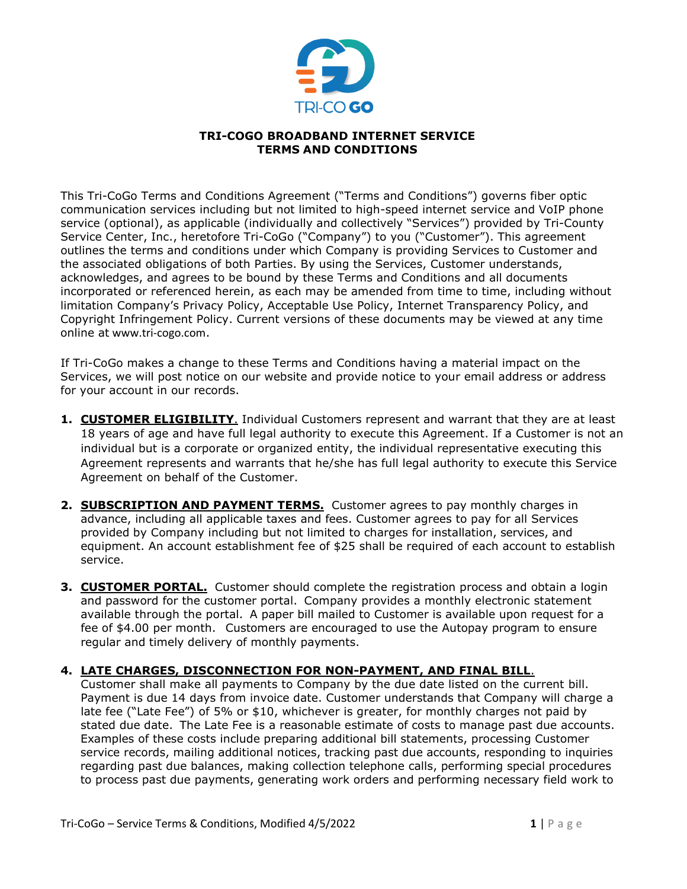# TRI-COGO BROADBAND INTERNET SERVICE TERMS AND CONDITIONS

This Tri-CoGo Terms and Conditions Agreement ("Terms and Conditions") governs fiber optic communication services including but not limited to high-speed internet service and VoIP phone service (optional), as applicable (individually and collectively "Services") provided by Tri-County Service Center, Inc., heretofore Tri-CoGo ("Company") to you ("Customer"). This agreement outlines the terms and conditions under which Company is providing Services to Customer and the associated obligations of both Parties. By using the Services, Customer understands, acknowledges, and agrees to be bound by these Terms and Conditions and all documents incorporated or referenced herein, as each may be amended from time to time, including without limitation Company's Privacy Policy, Acceptable Use Policy, Internet Transparency Policy, and Copyright Infringement Policy. Current versions of these documents may be viewed at any time online at www.tri-cogo.com.

If Tri-CoGo makes a change to these Terms and Conditions having a material impact on the Services, we will post notice on our website and provide notice to your email address or address for your account in our records.

1. **CUSTOMER ELIGIBILITY**. Individual Customers represent and warrant that they are at least 18 years of age and have full legal authority to execute this Agreement. If a Customer is not an individual but is a corporate or organized entity, the individual representative executing this Agreement represents and warrants that he/she has full legal authority to execute this Service Agreement on behalf of the Customer.

2. **SUBSCRIPTION AND PAYMENT TERMS.** Customer agrees to pay monthly charges in advance, including all applicable taxes and fees. Customer agrees to pay for all Services provided by Company including but not limited to charges for installation, services, and equipment. An account establishment fee of $25 shall be required of each account to establish service.

3. **CUSTOMER PORTAL.** Customer should complete the registration process and obtain a login and password for the customer portal. Company provides a monthly electronic statement available through the portal. A paper bill mailed to Customer is available upon request for a fee of $4.00 per month. Customers are encouraged to use the Autopay program to ensure regular and timely delivery of monthly payments.

4. **LATE CHARGES, DISCONNECTION FOR NON-PAYMENT, AND FINAL BILL**. Customer shall make all payments to Company by the due date listed on the current bill. Payment is due 14 days from invoice date. Customer understands that Company will charge a late fee ("Late Fee") of 5% or $10, whichever is greater, for monthly charges not paid by stated due date. The Late Fee is a reasonable estimate of costs to manage past due accounts. Examples of these costs include preparing additional bill statements, processing Customer service records, mailing additional notices, tracking past due accounts, responding to inquiries regarding past due balances, making collection telephone calls, performing special procedures to process past due payments, generating work orders and performing necessary field work to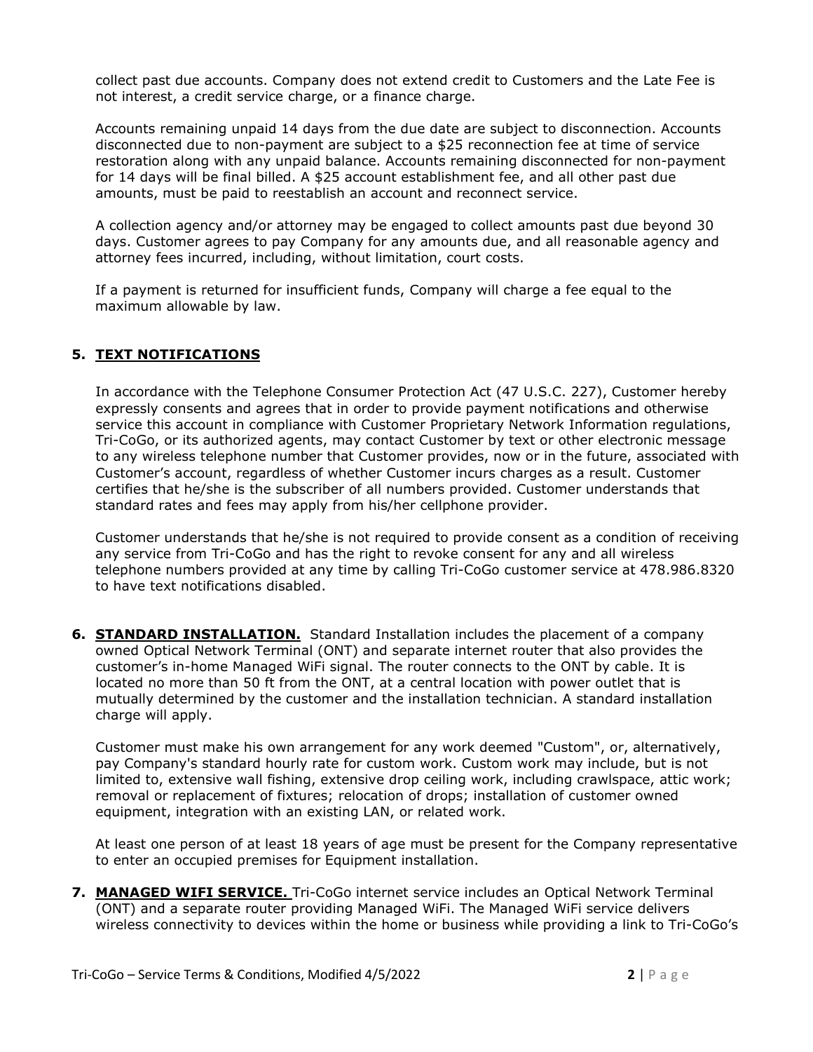collect past due accounts. Company does not extend credit to Customers and the Late Fee is not interest, a credit service charge, or a finance charge.

Accounts remaining unpaid 14 days from the due date are subject to disconnection. Accounts disconnected due to non-payment are subject to a $25 reconnection fee at time of service restoration along with any unpaid balance. Accounts remaining disconnected for non-payment for 14 days will be final billed. A $25 account establishment fee, and all other past due amounts, must be paid to reestablish an account and reconnect service.

A collection agency and/or attorney may be engaged to collect amounts past due beyond 30 days. Customer agrees to pay Company for any amounts due, and all reasonable agency and attorney fees incurred, including, without limitation, court costs.

If a payment is returned for insufficient funds, Company will charge a fee equal to the maximum allowable by law.

## 5. TEXT NOTIFICATIONS

In accordance with the Telephone Consumer Protection Act (47 U.S.C. 227), Customer hereby expressly consents and agrees that in order to provide payment notifications and otherwise service this account in compliance with Customer Proprietary Network Information regulations, Tri-CoGo, or its authorized agents, may contact Customer by text or other electronic message to any wireless telephone number that Customer provides, now or in the future, associated with Customer's account, regardless of whether Customer incurs charges as a result. Customer certifies that he/she is the subscriber of all numbers provided. Customer understands that standard rates and fees may apply from his/her cellphone provider.

Customer understands that he/she is not required to provide consent as a condition of receiving any service from Tri-CoGo and has the right to revoke consent for any and all wireless telephone numbers provided at any time by calling Tri-CoGo customer service at 478.986.8320 to have text notifications disabled.

**6. STANDARD INSTALLATION.** Standard Installation includes the placement of a company owned Optical Network Terminal (ONT) and separate internet router that also provides the customer's in-home Managed WiFi signal. The router connects to the ONT by cable. It is located no more than 50 ft from the ONT, at a central location with power outlet that is mutually determined by the customer and the installation technician. A standard installation charge will apply.

Customer must make his own arrangement for any work deemed "Custom", or, alternatively, pay Company's standard hourly rate for custom work. Custom work may include, but is not limited to, extensive wall fishing, extensive drop ceiling work, including crawlspace, attic work; removal or replacement of fixtures; relocation of drops; installation of customer owned equipment, integration with an existing LAN, or related work.

At least one person of at least 18 years of age must be present for the Company representative to enter an occupied premises for Equipment installation.

**7. MANAGED WIFI SERVICE.** Tri-CoGo internet service includes an Optical Network Terminal (ONT) and a separate router providing Managed WiFi. The Managed WiFi service delivers wireless connectivity to devices within the home or business while providing a link to Tri-CoGo's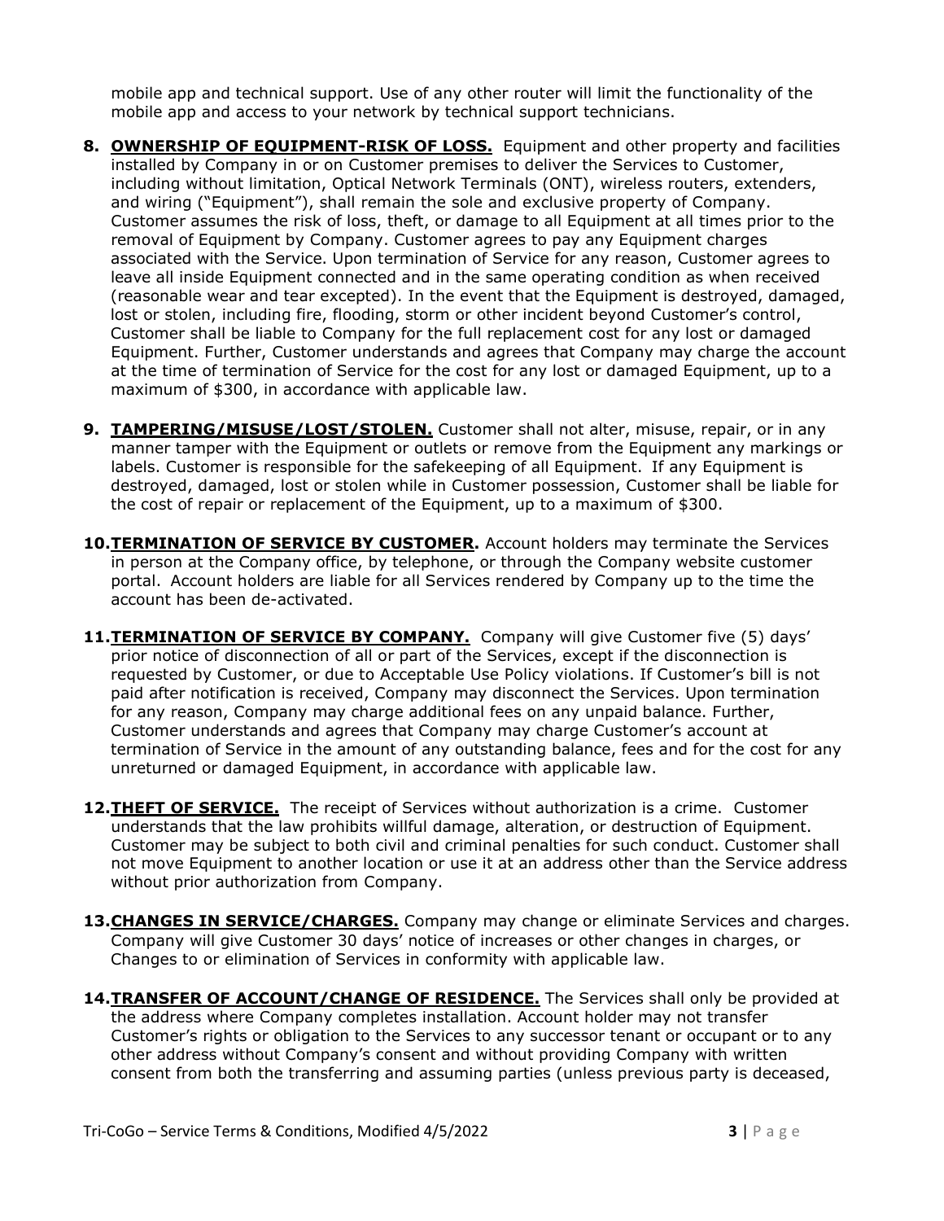mobile app and technical support. Use of any other router will limit the functionality of the mobile app and access to your network by technical support technicians.

8. **OWNERSHIP OF EQUIPMENT-RISK OF LOSS.** Equipment and other property and facilities installed by Company in or on Customer premises to deliver the Services to Customer, including without limitation, Optical Network Terminals (ONT), wireless routers, extenders, and wiring ("Equipment"), shall remain the sole and exclusive property of Company. Customer assumes the risk of loss, theft, or damage to all Equipment at all times prior to the removal of Equipment by Company. Customer agrees to pay any Equipment charges associated with the Service. Upon termination of Service for any reason, Customer agrees to leave all inside Equipment connected and in the same operating condition as when received (reasonable wear and tear excepted). In the event that the Equipment is destroyed, damaged, lost or stolen, including fire, flooding, storm or other incident beyond Customer's control, Customer shall be liable to Company for the full replacement cost for any lost or damaged Equipment. Further, Customer understands and agrees that Company may charge the account at the time of termination of Service for the cost for any lost or damaged Equipment, up to a maximum of $300, in accordance with applicable law.

9. **TAMPERING/MISUSE/LOST/STOLEN.** Customer shall not alter, misuse, repair, or in any manner tamper with the Equipment or outlets or remove from the Equipment any markings or labels. Customer is responsible for the safekeeping of all Equipment. If any Equipment is destroyed, damaged, lost or stolen while in Customer possession, Customer shall be liable for the cost of repair or replacement of the Equipment, up to a maximum of $300.

10. **TERMINATION OF SERVICE BY CUSTOMER.** Account holders may terminate the Services in person at the Company office, by telephone, or through the Company website customer portal. Account holders are liable for all Services rendered by Company up to the time the account has been de-activated.

11. **TERMINATION OF SERVICE BY COMPANY.** Company will give Customer five (5) days' prior notice of disconnection of all or part of the Services, except if the disconnection is requested by Customer, or due to Acceptable Use Policy violations. If Customer's bill is not paid after notification is received, Company may disconnect the Services. Upon termination for any reason, Company may charge additional fees on any unpaid balance. Further, Customer understands and agrees that Company may charge Customer's account at termination of Service in the amount of any outstanding balance, fees and for the cost for any unreturned or damaged Equipment, in accordance with applicable law.

12. **THEFT OF SERVICE.** The receipt of Services without authorization is a crime. Customer understands that the law prohibits willful damage, alteration, or destruction of Equipment. Customer may be subject to both civil and criminal penalties for such conduct. Customer shall not move Equipment to another location or use it at an address other than the Service address without prior authorization from Company.

13. **CHANGES IN SERVICE/CHARGES.** Company may change or eliminate Services and charges. Company will give Customer 30 days' notice of increases or other changes in charges, or Changes to or elimination of Services in conformity with applicable law.

14. **TRANSFER OF ACCOUNT/CHANGE OF RESIDENCE.** The Services shall only be provided at the address where Company completes installation. Account holder may not transfer Customer's rights or obligation to the Services to any successor tenant or occupant or to any other address without Company's consent and without providing Company with written consent from both the transferring and assuming parties (unless previous party is deceased,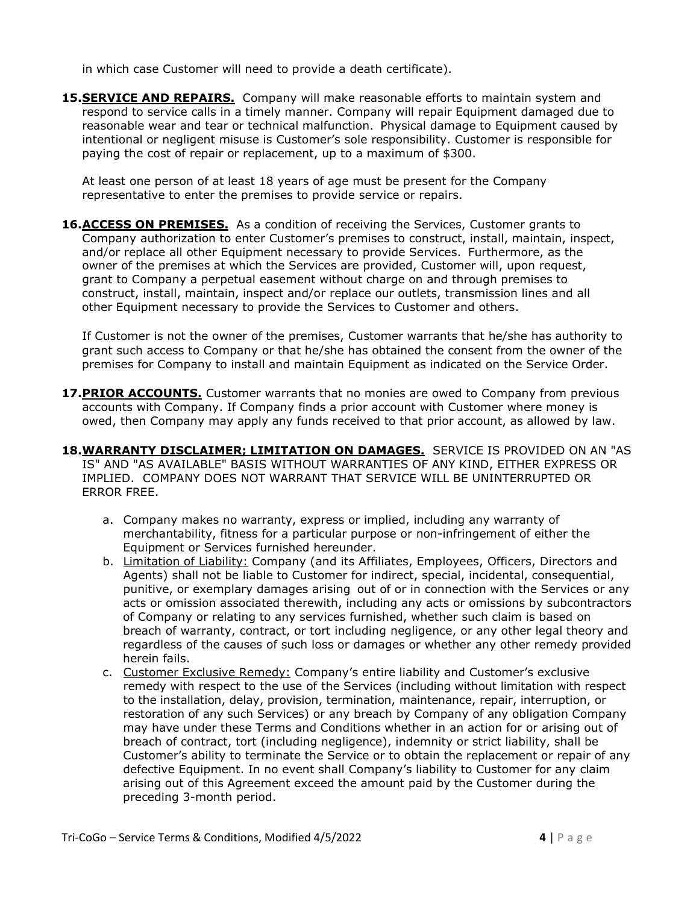in which case Customer will need to provide a death certificate).

15. **SERVICE AND REPAIRS.** Company will make reasonable efforts to maintain system and respond to service calls in a timely manner. Company will repair Equipment damaged due to reasonable wear and tear or technical malfunction. Physical damage to Equipment caused by intentional or negligent misuse is Customer's sole responsibility. Customer is responsible for paying the cost of repair or replacement, up to a maximum of $300.

    At least one person of at least 18 years of age must be present for the Company representative to enter the premises to provide service or repairs.

16. **ACCESS ON PREMISES.** As a condition of receiving the Services, Customer grants to Company authorization to enter Customer's premises to construct, install, maintain, inspect, and/or replace all other Equipment necessary to provide Services. Furthermore, as the owner of the premises at which the Services are provided, Customer will, upon request, grant to Company a perpetual easement without charge on and through premises to construct, install, maintain, inspect and/or replace our outlets, transmission lines and all other Equipment necessary to provide the Services to Customer and others.

    If Customer is not the owner of the premises, Customer warrants that he/she has authority to grant such access to Company or that he/she has obtained the consent from the owner of the premises for Company to install and maintain Equipment as indicated on the Service Order.

17. **PRIOR ACCOUNTS.** Customer warrants that no monies are owed to Company from previous accounts with Company. If Company finds a prior account with Customer where money is owed, then Company may apply any funds received to that prior account, as allowed by law.

18. **WARRANTY DISCLAIMER; LIMITATION ON DAMAGES.** SERVICE IS PROVIDED ON AN "AS IS" AND "AS AVAILABLE" BASIS WITHOUT WARRANTIES OF ANY KIND, EITHER EXPRESS OR IMPLIED. COMPANY DOES NOT WARRANT THAT SERVICE WILL BE UNINTERRUPTED OR ERROR FREE.

    a. Company makes no warranty, express or implied, including any warranty of merchantability, fitness for a particular purpose or non-infringement of either the Equipment or Services furnished hereunder.
    b. Limitation of Liability: Company (and its Affiliates, Employees, Officers, Directors and Agents) shall not be liable to Customer for indirect, special, incidental, consequential, punitive, or exemplary damages arising out of or in connection with the Services or any acts or omission associated therewith, including any acts or omissions by subcontractors of Company or relating to any services furnished, whether such claim is based on breach of warranty, contract, or tort including negligence, or any other legal theory and regardless of the causes of such loss or damages or whether any other remedy provided herein fails.
    c. Customer Exclusive Remedy: Company's entire liability and Customer's exclusive remedy with respect to the use of the Services (including without limitation with respect to the installation, delay, provision, termination, maintenance, repair, interruption, or restoration of any such Services) or any breach by Company of any obligation Company may have under these Terms and Conditions whether in an action for or arising out of breach of contract, tort (including negligence), indemnity or strict liability, shall be Customer's ability to terminate the Service or to obtain the replacement or repair of any defective Equipment. In no event shall Company's liability to Customer for any claim arising out of this Agreement exceed the amount paid by the Customer during the preceding 3-month period.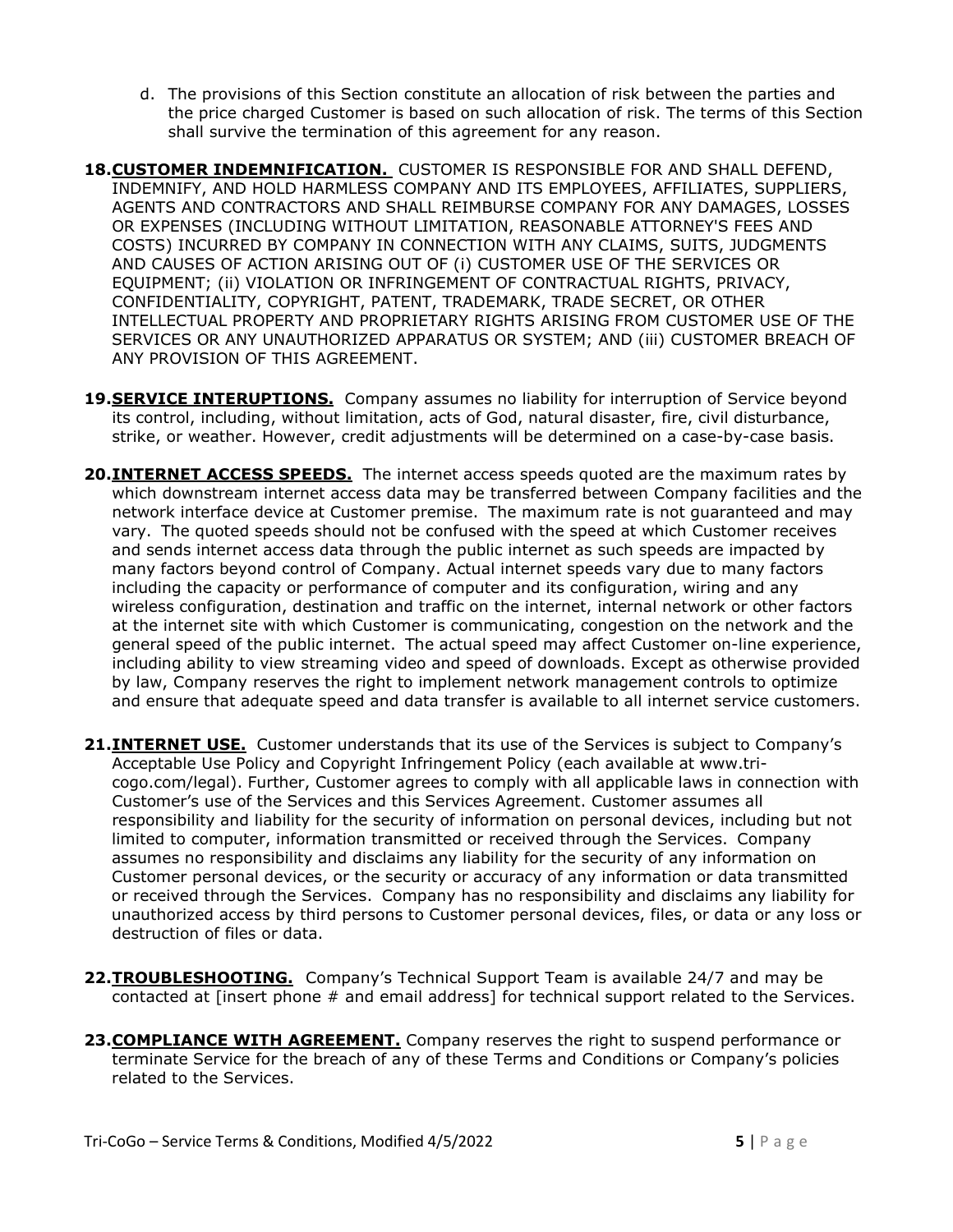d. The provisions of this Section constitute an allocation of risk between the parties and the price charged Customer is based on such allocation of risk. The terms of this Section shall survive the termination of this agreement for any reason.

**18. CUSTOMER INDEMNIFICATION.** CUSTOMER IS RESPONSIBLE FOR AND SHALL DEFEND, INDEMNIFY, AND HOLD HARMLESS COMPANY AND ITS EMPLOYEES, AFFILIATES, SUPPLIERS, AGENTS AND CONTRACTORS AND SHALL REIMBURSE COMPANY FOR ANY DAMAGES, LOSSES OR EXPENSES (INCLUDING WITHOUT LIMITATION, REASONABLE ATTORNEY'S FEES AND COSTS) INCURRED BY COMPANY IN CONNECTION WITH ANY CLAIMS, SUITS, JUDGMENTS AND CAUSES OF ACTION ARISING OUT OF (i) CUSTOMER USE OF THE SERVICES OR EQUIPMENT; (ii) VIOLATION OR INFRINGEMENT OF CONTRACTUAL RIGHTS, PRIVACY, CONFIDENTIALITY, COPYRIGHT, PATENT, TRADEMARK, TRADE SECRET, OR OTHER INTELLECTUAL PROPERTY AND PROPRIETARY RIGHTS ARISING FROM CUSTOMER USE OF THE SERVICES OR ANY UNAUTHORIZED APPARATUS OR SYSTEM; AND (iii) CUSTOMER BREACH OF ANY PROVISION OF THIS AGREEMENT.

**19. SERVICE INTERUPTIONS.** Company assumes no liability for interruption of Service beyond its control, including, without limitation, acts of God, natural disaster, fire, civil disturbance, strike, or weather. However, credit adjustments will be determined on a case-by-case basis.

**20. INTERNET ACCESS SPEEDS.** The internet access speeds quoted are the maximum rates by which downstream internet access data may be transferred between Company facilities and the network interface device at Customer premise. The maximum rate is not guaranteed and may vary. The quoted speeds should not be confused with the speed at which Customer receives and sends internet access data through the public internet as such speeds are impacted by many factors beyond control of Company. Actual internet speeds vary due to many factors including the capacity or performance of computer and its configuration, wiring and any wireless configuration, destination and traffic on the internet, internal network or other factors at the internet site with which Customer is communicating, congestion on the network and the general speed of the public internet. The actual speed may affect Customer on-line experience, including ability to view streaming video and speed of downloads. Except as otherwise provided by law, Company reserves the right to implement network management controls to optimize and ensure that adequate speed and data transfer is available to all internet service customers.

**21. INTERNET USE.** Customer understands that its use of the Services is subject to Company's Acceptable Use Policy and Copyright Infringement Policy (each available at www.tri-cogo.com/legal). Further, Customer agrees to comply with all applicable laws in connection with Customer's use of the Services and this Services Agreement. Customer assumes all responsibility and liability for the security of information on personal devices, including but not limited to computer, information transmitted or received through the Services. Company assumes no responsibility and disclaims any liability for the security of any information on Customer personal devices, or the security or accuracy of any information or data transmitted or received through the Services. Company has no responsibility and disclaims any liability for unauthorized access by third persons to Customer personal devices, files, or data or any loss or destruction of files or data.

**22. TROUBLESHOOTING.** Company's Technical Support Team is available 24/7 and may be contacted at [insert phone # and email address] for technical support related to the Services.

**23. COMPLIANCE WITH AGREEMENT.** Company reserves the right to suspend performance or terminate Service for the breach of any of these Terms and Conditions or Company's policies related to the Services.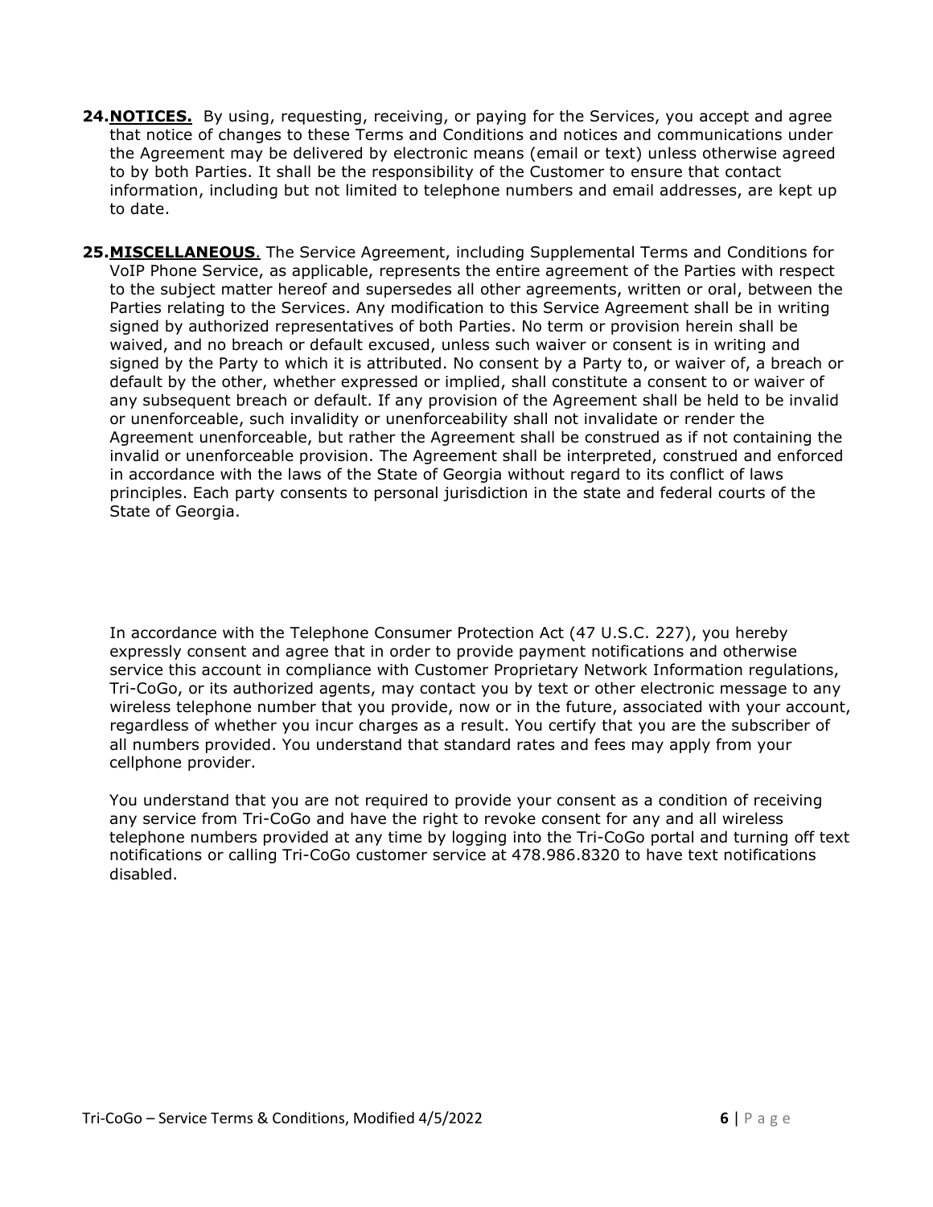**24. NOTICES.** By using, requesting, receiving, or paying for the Services, you accept and agree that notice of changes to these Terms and Conditions and notices and communications under the Agreement may be delivered by electronic means (email or text) unless otherwise agreed to by both Parties. It shall be the responsibility of the Customer to ensure that contact information, including but not limited to telephone numbers and email addresses, are kept up to date.

**25. MISCELLANEOUS**. The Service Agreement, including Supplemental Terms and Conditions for VoIP Phone Service, as applicable, represents the entire agreement of the Parties with respect to the subject matter hereof and supersedes all other agreements, written or oral, between the Parties relating to the Services. Any modification to this Service Agreement shall be in writing signed by authorized representatives of both Parties. No term or provision herein shall be waived, and no breach or default excused, unless such waiver or consent is in writing and signed by the Party to which it is attributed. No consent by a Party to, or waiver of, a breach or default by the other, whether expressed or implied, shall constitute a consent to or waiver of any subsequent breach or default. If any provision of the Agreement shall be held to be invalid or unenforceable, such invalidity or unenforceability shall not invalidate or render the Agreement unenforceable, but rather the Agreement shall be construed as if not containing the invalid or unenforceable provision. The Agreement shall be interpreted, construed and enforced in accordance with the laws of the State of Georgia without regard to its conflict of laws principles. Each party consents to personal jurisdiction in the state and federal courts of the State of Georgia.

In accordance with the Telephone Consumer Protection Act (47 U.S.C. 227), you hereby expressly consent and agree that in order to provide payment notifications and otherwise service this account in compliance with Customer Proprietary Network Information regulations, Tri-CoGo, or its authorized agents, may contact you by text or other electronic message to any wireless telephone number that you provide, now or in the future, associated with your account, regardless of whether you incur charges as a result. You certify that you are the subscriber of all numbers provided. You understand that standard rates and fees may apply from your cellphone provider.

You understand that you are not required to provide your consent as a condition of receiving any service from Tri-CoGo and have the right to revoke consent for any and all wireless telephone numbers provided at any time by logging into the Tri-CoGo portal and turning off text notifications or calling Tri-CoGo customer service at 478.986.8320 to have text notifications disabled.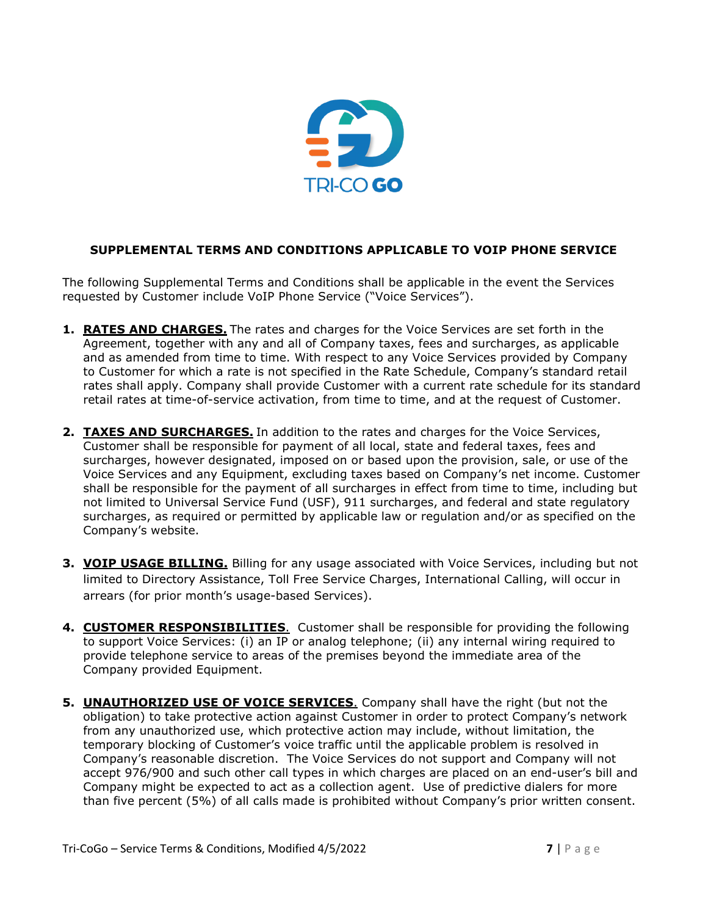**SUPPLEMENTAL TERMS AND CONDITIONS APPLICABLE TO VOIP PHONE SERVICE**

The following Supplemental Terms and Conditions shall be applicable in the event the Services requested by Customer include VoIP Phone Service ("Voice Services").

1. **RATES AND CHARGES.** The rates and charges for the Voice Services are set forth in the Agreement, together with any and all of Company taxes, fees and surcharges, as applicable and as amended from time to time. With respect to any Voice Services provided by Company to Customer for which a rate is not specified in the Rate Schedule, Company's standard retail rates shall apply. Company shall provide Customer with a current rate schedule for its standard retail rates at time-of-service activation, from time to time, and at the request of Customer.

2. **TAXES AND SURCHARGES.** In addition to the rates and charges for the Voice Services, Customer shall be responsible for payment of all local, state and federal taxes, fees and surcharges, however designated, imposed on or based upon the provision, sale, or use of the Voice Services and any Equipment, excluding taxes based on Company's net income. Customer shall be responsible for the payment of all surcharges in effect from time to time, including but not limited to Universal Service Fund (USF), 911 surcharges, and federal and state regulatory surcharges, as required or permitted by applicable law or regulation and/or as specified on the Company's website.

3. **VOIP USAGE BILLING.** Billing for any usage associated with Voice Services, including but not limited to Directory Assistance, Toll Free Service Charges, International Calling, will occur in arrears (for prior month's usage-based Services).

4. **CUSTOMER RESPONSIBILITIES**. Customer shall be responsible for providing the following to support Voice Services: (i) an IP or analog telephone; (ii) any internal wiring required to provide telephone service to areas of the premises beyond the immediate area of the Company provided Equipment.

5. **UNAUTHORIZED USE OF VOICE SERVICES**. Company shall have the right (but not the obligation) to take protective action against Customer in order to protect Company's network from any unauthorized use, which protective action may include, without limitation, the temporary blocking of Customer's voice traffic until the applicable problem is resolved in Company's reasonable discretion. The Voice Services do not support and Company will not accept 976/900 and such other call types in which charges are placed on an end-user's bill and Company might be expected to act as a collection agent. Use of predictive dialers for more than five percent (5%) of all calls made is prohibited without Company's prior written consent.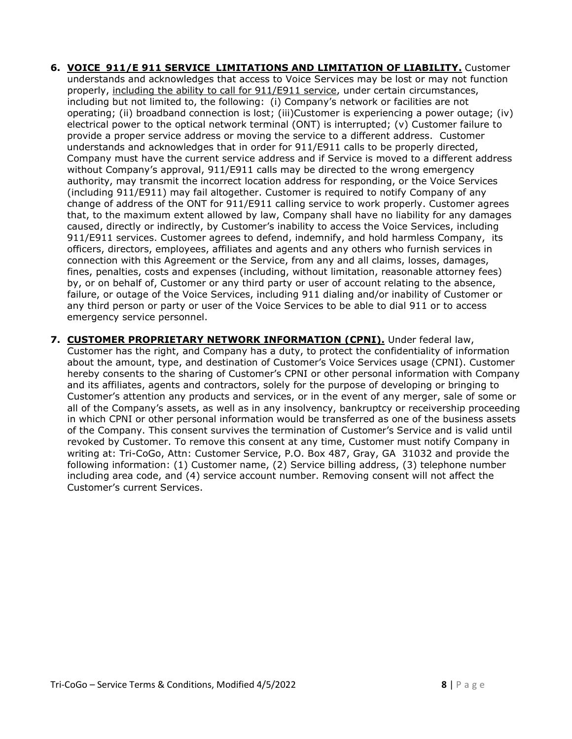6. **VOICE 911/E 911 SERVICE LIMITATIONS AND LIMITATION OF LIABILITY.** Customer understands and acknowledges that access to Voice Services may be lost or may not function properly, including the ability to call for 911/E911 service, under certain circumstances, including but not limited to, the following: (i) Company's network or facilities are not operating; (ii) broadband connection is lost; (iii)Customer is experiencing a power outage; (iv) electrical power to the optical network terminal (ONT) is interrupted; (v) Customer failure to provide a proper service address or moving the service to a different address. Customer understands and acknowledges that in order for 911/E911 calls to be properly directed, Company must have the current service address and if Service is moved to a different address without Company's approval, 911/E911 calls may be directed to the wrong emergency authority, may transmit the incorrect location address for responding, or the Voice Services (including 911/E911) may fail altogether. Customer is required to notify Company of any change of address of the ONT for 911/E911 calling service to work properly. Customer agrees that, to the maximum extent allowed by law, Company shall have no liability for any damages caused, directly or indirectly, by Customer's inability to access the Voice Services, including 911/E911 services. Customer agrees to defend, indemnify, and hold harmless Company, its officers, directors, employees, affiliates and agents and any others who furnish services in connection with this Agreement or the Service, from any and all claims, losses, damages, fines, penalties, costs and expenses (including, without limitation, reasonable attorney fees) by, or on behalf of, Customer or any third party or user of account relating to the absence, failure, or outage of the Voice Services, including 911 dialing and/or inability of Customer or any third person or party or user of the Voice Services to be able to dial 911 or to access emergency service personnel.

7. **CUSTOMER PROPRIETARY NETWORK INFORMATION (CPNI).** Under federal law, Customer has the right, and Company has a duty, to protect the confidentiality of information about the amount, type, and destination of Customer's Voice Services usage (CPNI). Customer hereby consents to the sharing of Customer's CPNI or other personal information with Company and its affiliates, agents and contractors, solely for the purpose of developing or bringing to Customer's attention any products and services, or in the event of any merger, sale of some or all of the Company's assets, as well as in any insolvency, bankruptcy or receivership proceeding in which CPNI or other personal information would be transferred as one of the business assets of the Company. This consent survives the termination of Customer's Service and is valid until revoked by Customer. To remove this consent at any time, Customer must notify Company in writing at: Tri-CoGo, Attn: Customer Service, P.O. Box 487, Gray, GA 31032 and provide the following information: (1) Customer name, (2) Service billing address, (3) telephone number including area code, and (4) service account number. Removing consent will not affect the Customer's current Services.